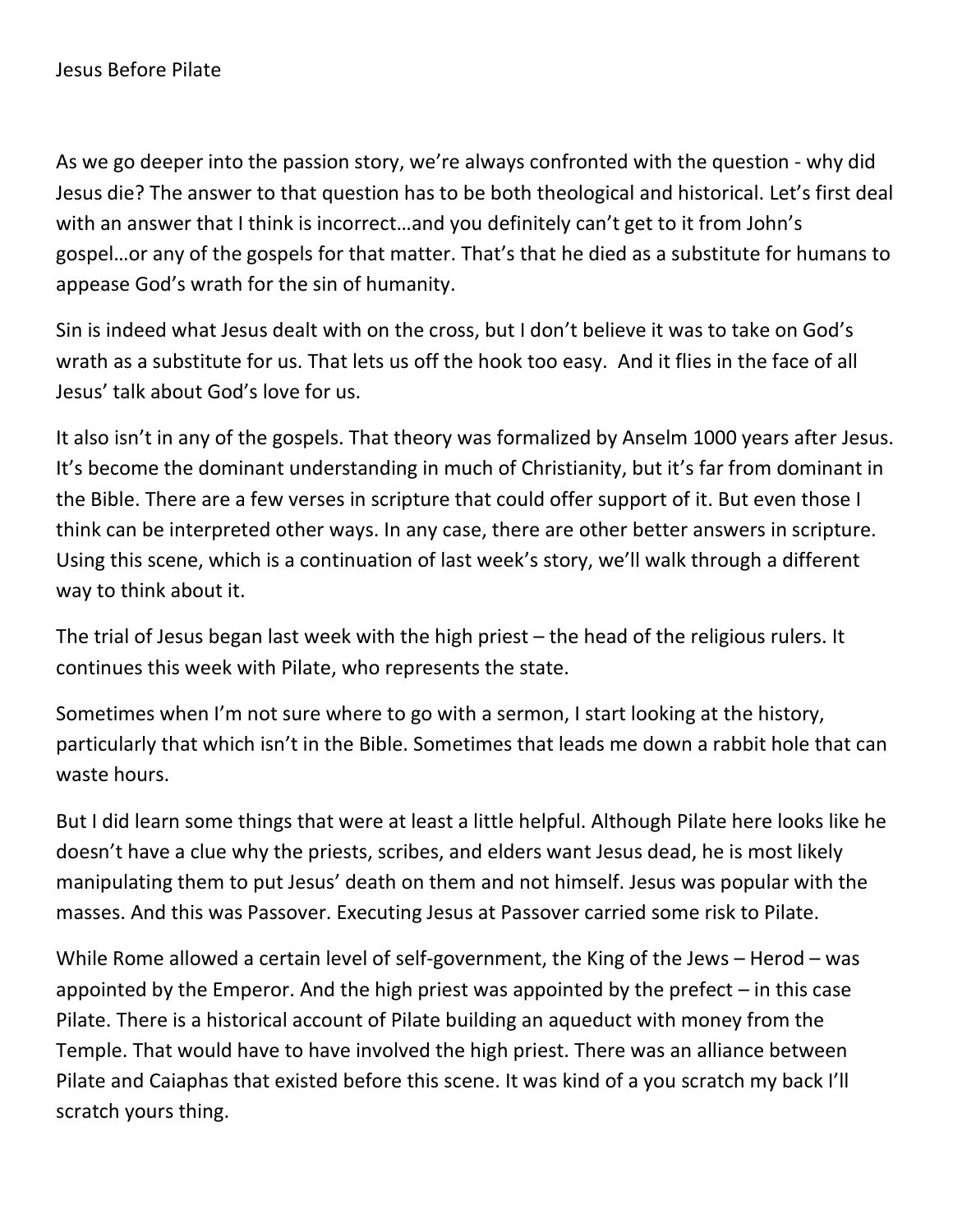# Jesus Before Pilate

As we go deeper into the passion story, we're always confronted with the question - why did Jesus die? The answer to that question has to be both theological and historical. Let's first deal with an answer that I think is incorrect…and you definitely can't get to it from John's gospel…or any of the gospels for that matter. That's that he died as a substitute for humans to appease God's wrath for the sin of humanity.

Sin is indeed what Jesus dealt with on the cross, but I don't believe it was to take on God's wrath as a substitute for us. That lets us off the hook too easy. And it flies in the face of all Jesus' talk about God's love for us.

It also isn't in any of the gospels. That theory was formalized by Anselm 1000 years after Jesus. It's become the dominant understanding in much of Christianity, but it's far from dominant in the Bible. There are a few verses in scripture that could offer support of it. But even those I think can be interpreted other ways. In any case, there are other better answers in scripture. Using this scene, which is a continuation of last week's story, we'll walk through a different way to think about it.

The trial of Jesus began last week with the high priest – the head of the religious rulers. It continues this week with Pilate, who represents the state.

Sometimes when I'm not sure where to go with a sermon, I start looking at the history, particularly that which isn't in the Bible. Sometimes that leads me down a rabbit hole that can waste hours.

But I did learn some things that were at least a little helpful. Although Pilate here looks like he doesn't have a clue why the priests, scribes, and elders want Jesus dead, he is most likely manipulating them to put Jesus' death on them and not himself. Jesus was popular with the masses. And this was Passover. Executing Jesus at Passover carried some risk to Pilate.

While Rome allowed a certain level of self-government, the King of the Jews – Herod – was appointed by the Emperor. And the high priest was appointed by the prefect – in this case Pilate. There is a historical account of Pilate building an aqueduct with money from the Temple. That would have to have involved the high priest. There was an alliance between Pilate and Caiaphas that existed before this scene. It was kind of a you scratch my back I'll scratch yours thing.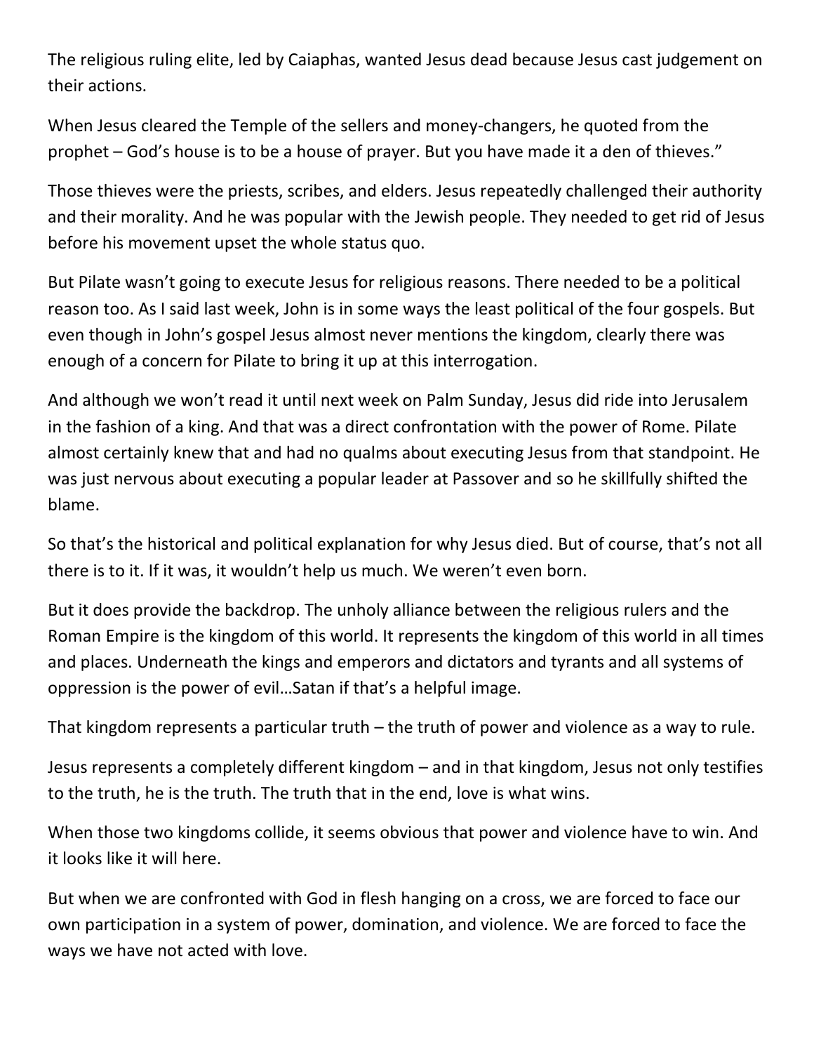The religious ruling elite, led by Caiaphas, wanted Jesus dead because Jesus cast judgement on their actions.

When Jesus cleared the Temple of the sellers and money-changers, he quoted from the prophet – God's house is to be a house of prayer. But you have made it a den of thieves."

Those thieves were the priests, scribes, and elders. Jesus repeatedly challenged their authority and their morality. And he was popular with the Jewish people. They needed to get rid of Jesus before his movement upset the whole status quo.

But Pilate wasn't going to execute Jesus for religious reasons. There needed to be a political reason too. As I said last week, John is in some ways the least political of the four gospels. But even though in John's gospel Jesus almost never mentions the kingdom, clearly there was enough of a concern for Pilate to bring it up at this interrogation.

And although we won't read it until next week on Palm Sunday, Jesus did ride into Jerusalem in the fashion of a king. And that was a direct confrontation with the power of Rome. Pilate almost certainly knew that and had no qualms about executing Jesus from that standpoint. He was just nervous about executing a popular leader at Passover and so he skillfully shifted the blame.

So that's the historical and political explanation for why Jesus died. But of course, that's not all there is to it. If it was, it wouldn't help us much. We weren't even born.

But it does provide the backdrop. The unholy alliance between the religious rulers and the Roman Empire is the kingdom of this world. It represents the kingdom of this world in all times and places. Underneath the kings and emperors and dictators and tyrants and all systems of oppression is the power of evil…Satan if that's a helpful image.

That kingdom represents a particular truth – the truth of power and violence as a way to rule.

Jesus represents a completely different kingdom – and in that kingdom, Jesus not only testifies to the truth, he is the truth. The truth that in the end, love is what wins.

When those two kingdoms collide, it seems obvious that power and violence have to win. And it looks like it will here.

But when we are confronted with God in flesh hanging on a cross, we are forced to face our own participation in a system of power, domination, and violence. We are forced to face the ways we have not acted with love.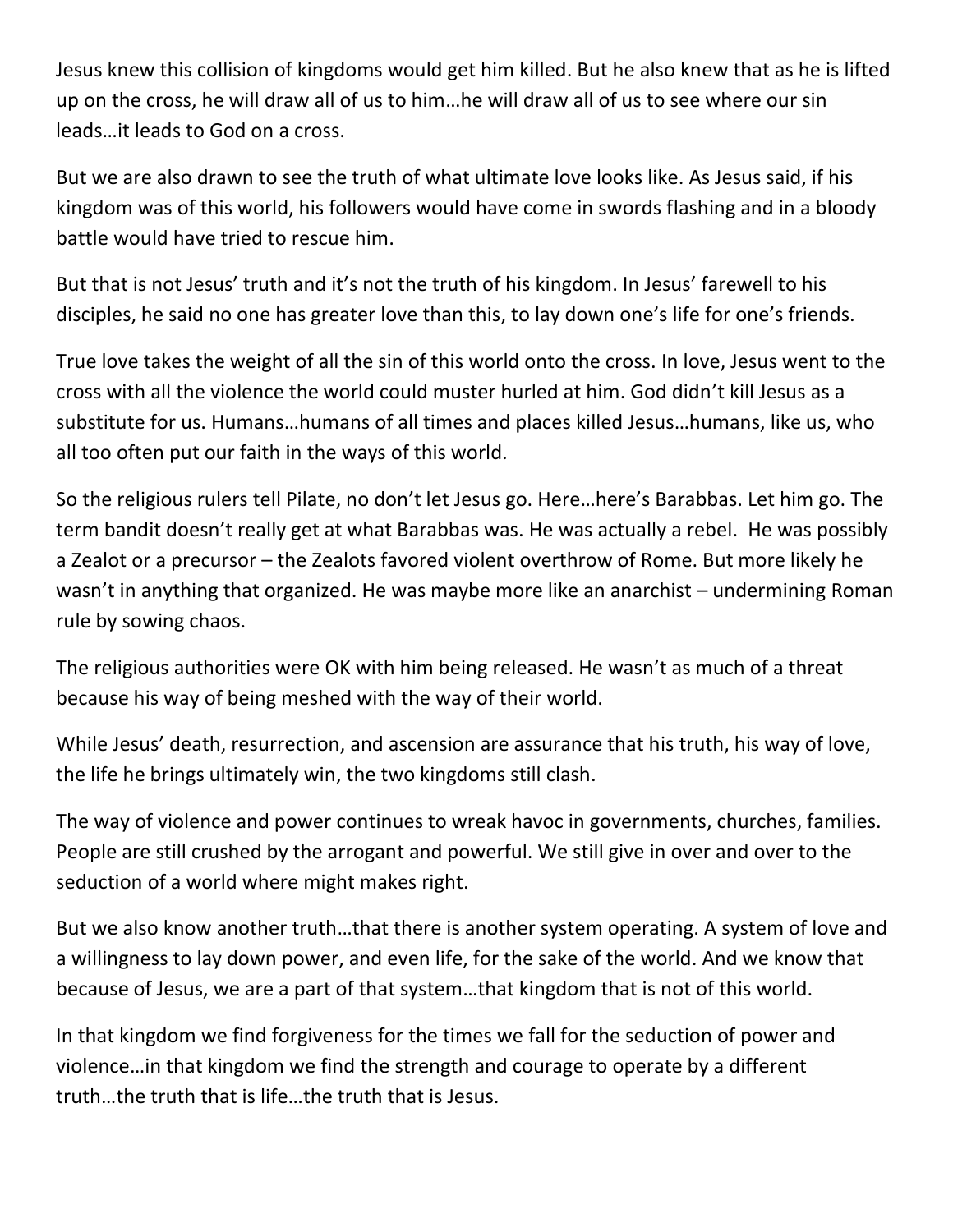Jesus knew this collision of kingdoms would get him killed. But he also knew that as he is lifted up on the cross, he will draw all of us to him…he will draw all of us to see where our sin leads…it leads to God on a cross.

But we are also drawn to see the truth of what ultimate love looks like. As Jesus said, if his kingdom was of this world, his followers would have come in swords flashing and in a bloody battle would have tried to rescue him.

But that is not Jesus' truth and it's not the truth of his kingdom. In Jesus' farewell to his disciples, he said no one has greater love than this, to lay down one's life for one's friends.

True love takes the weight of all the sin of this world onto the cross. In love, Jesus went to the cross with all the violence the world could muster hurled at him. God didn't kill Jesus as a substitute for us. Humans…humans of all times and places killed Jesus…humans, like us, who all too often put our faith in the ways of this world.

So the religious rulers tell Pilate, no don't let Jesus go. Here…here's Barabbas. Let him go. The term bandit doesn't really get at what Barabbas was. He was actually a rebel. He was possibly a Zealot or a precursor – the Zealots favored violent overthrow of Rome. But more likely he wasn't in anything that organized. He was maybe more like an anarchist – undermining Roman rule by sowing chaos.

The religious authorities were OK with him being released. He wasn't as much of a threat because his way of being meshed with the way of their world.

While Jesus' death, resurrection, and ascension are assurance that his truth, his way of love, the life he brings ultimately win, the two kingdoms still clash.

The way of violence and power continues to wreak havoc in governments, churches, families. People are still crushed by the arrogant and powerful. We still give in over and over to the seduction of a world where might makes right.

But we also know another truth…that there is another system operating. A system of love and a willingness to lay down power, and even life, for the sake of the world. And we know that because of Jesus, we are a part of that system…that kingdom that is not of this world.

In that kingdom we find forgiveness for the times we fall for the seduction of power and violence…in that kingdom we find the strength and courage to operate by a different truth…the truth that is life…the truth that is Jesus.